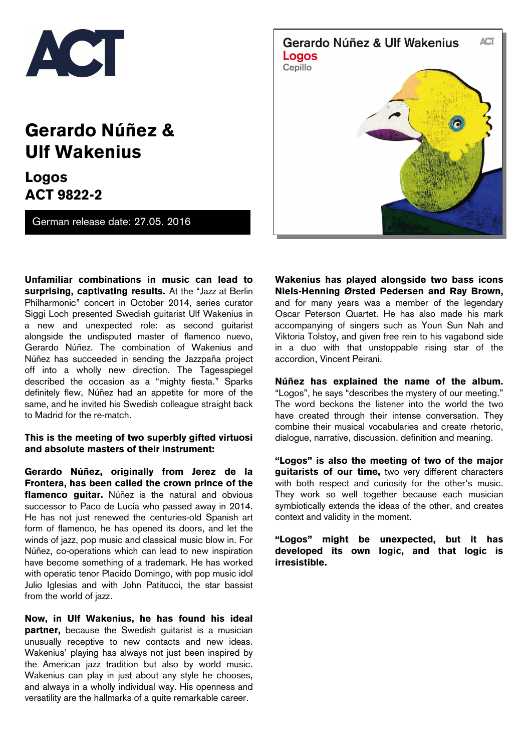ACT

# Gerardo Núñez & Ulf Wakenius

## Logos
## ACT 9822-2

German release date: 27.05. 2016

Gerardo Núñez & Ulf Wakenius
Logos
Cepillo

**Unfamiliar combinations in music can lead to surprising, captivating results.** At the "Jazz at Berlin Philharmonic" concert in October 2014, series curator Siggi Loch presented Swedish guitarist Ulf Wakenius in a new and unexpected role: as second guitarist alongside the undisputed master of flamenco nuevo, Gerardo Núñez. The combination of Wakenius and Núñez has succeeded in sending the Jazzpaña project off into a wholly new direction. The Tagesspiegel described the occasion as a "mighty fiesta." Sparks definitely flew, Núñez had an appetite for more of the same, and he invited his Swedish colleague straight back to Madrid for the re-match.

**This is the meeting of two superbly gifted virtuosi and absolute masters of their instrument:**

**Gerardo Núñez, originally from Jerez de la Frontera, has been called the crown prince of the flamenco guitar.** Núñez is the natural and obvious successor to Paco de Lucía who passed away in 2014. He has not just renewed the centuries-old Spanish art form of flamenco, he has opened its doors, and let the winds of jazz, pop music and classical music blow in. For Núñez, co-operations which can lead to new inspiration have become something of a trademark. He has worked with operatic tenor Placido Domingo, with pop music idol Julio Iglesias and with John Patitucci, the star bassist from the world of jazz.

**Now, in Ulf Wakenius, he has found his ideal partner,** because the Swedish guitarist is a musician unusually receptive to new contacts and new ideas. Wakenius' playing has always not just been inspired by the American jazz tradition but also by world music. Wakenius can play in just about any style he chooses, and always in a wholly individual way. His openness and versatility are the hallmarks of a quite remarkable career.

**Wakenius has played alongside two bass icons Niels-Henning Ørsted Pedersen and Ray Brown,** and for many years was a member of the legendary Oscar Peterson Quartet. He has also made his mark accompanying of singers such as Youn Sun Nah and Viktoria Tolstoy, and given free rein to his vagabond side in a duo with that unstoppable rising star of the accordion, Vincent Peirani.

**Núñez has explained the name of the album.** "Logos", he says "describes the mystery of our meeting." The word beckons the listener into the world the two have created through their intense conversation. They combine their musical vocabularies and create rhetoric, dialogue, narrative, discussion, definition and meaning.

**"Logos" is also the meeting of two of the major guitarists of our time,** two very different characters with both respect and curiosity for the other's music. They work so well together because each musician symbiotically extends the ideas of the other, and creates context and validity in the moment.

**"Logos" might be unexpected, but it has developed its own logic, and that logic is irresistible.**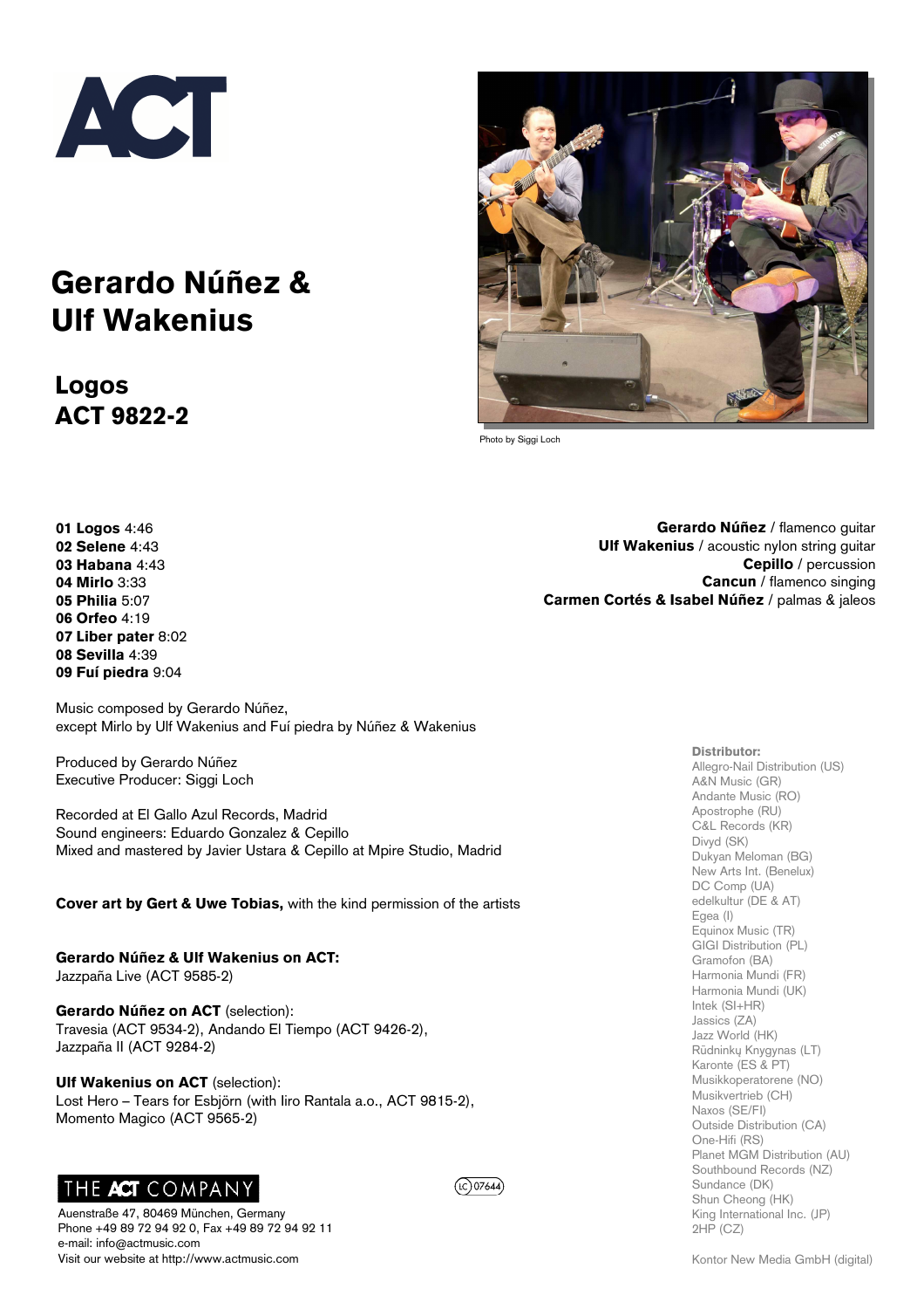ACT

# Gerardo Núñez & Ulf Wakenius

## Logos
## ACT 9822-2

Photo by Siggi Loch

**01 Logos** 4:46
**02 Selene** 4:43
**03 Habana** 4:43
**04 Mirlo** 3:33
**05 Philia** 5:07
**06 Orfeo** 4:19
**07 Liber pater** 8:02
**08 Sevilla** 4:39
**09 Fuí piedra** 9:04

**Gerardo Núñez** / flamenco guitar
**Ulf Wakenius** / acoustic nylon string guitar
**Cepillo** / percussion
**Cancun** / flamenco singing
**Carmen Cortés & Isabel Núñez** / palmas & jaleos

Music composed by Gerardo Núñez,
except Mirlo by Ulf Wakenius and Fuí piedra by Núñez & Wakenius

Produced by Gerardo Núñez
Executive Producer: Siggi Loch

Recorded at El Gallo Azul Records, Madrid
Sound engineers: Eduardo Gonzalez & Cepillo
Mixed and mastered by Javier Ustara & Cepillo at Mpire Studio, Madrid

**Cover art by Gert & Uwe Tobias,** with the kind permission of the artists

**Gerardo Núñez & Ulf Wakenius on ACT:**
Jazzpaña Live (ACT 9585-2)

**Gerardo Núñez on ACT** (selection):
Travesia (ACT 9534-2), Andando El Tiempo (ACT 9426-2),
Jazzpaña II (ACT 9284-2)

**Ulf Wakenius on ACT** (selection):
Lost Hero – Tears for Esbjörn (with Iiro Rantala a.o., ACT 9815-2),
Momento Magico (ACT 9565-2)

**Distributor:**
Allegro-Nail Distribution (US)
A&N Music (GR)
Andante Music (RO)
Apostrophe (RU)
C&L Records (KR)
Divyd (SK)
Dukyan Meloman (BG)
New Arts Int. (Benelux)
DC Comp (UA)
edelkultur (DE & AT)
Egea (I)
Equinox Music (TR)
GIGI Distribution (PL)
Gramofon (BA)
Harmonia Mundi (FR)
Harmonia Mundi (UK)
Intek (SI+HR)
Jassics (ZA)
Jazz World (HK)
Rūdninkų Knygynas (LT)
Karonte (ES & PT)
Musikkoperatorene (NO)
Musikvertrieb (CH)
Naxos (SE/FI)
Outside Distribution (CA)
One-Hifi (RS)
Planet MGM Distribution (AU)
Southbound Records (NZ)
Sundance (DK)
Shun Cheong (HK)
King International Inc. (JP)
2HP (CZ)

Kontor New Media GmbH (digital)

THE ACT COMPANY

LC 07644

Auenstraße 47, 80469 München, Germany
Phone +49 89 72 94 92 0, Fax +49 89 72 94 92 11
e-mail: info@actmusic.com
Visit our website at http://www.actmusic.com